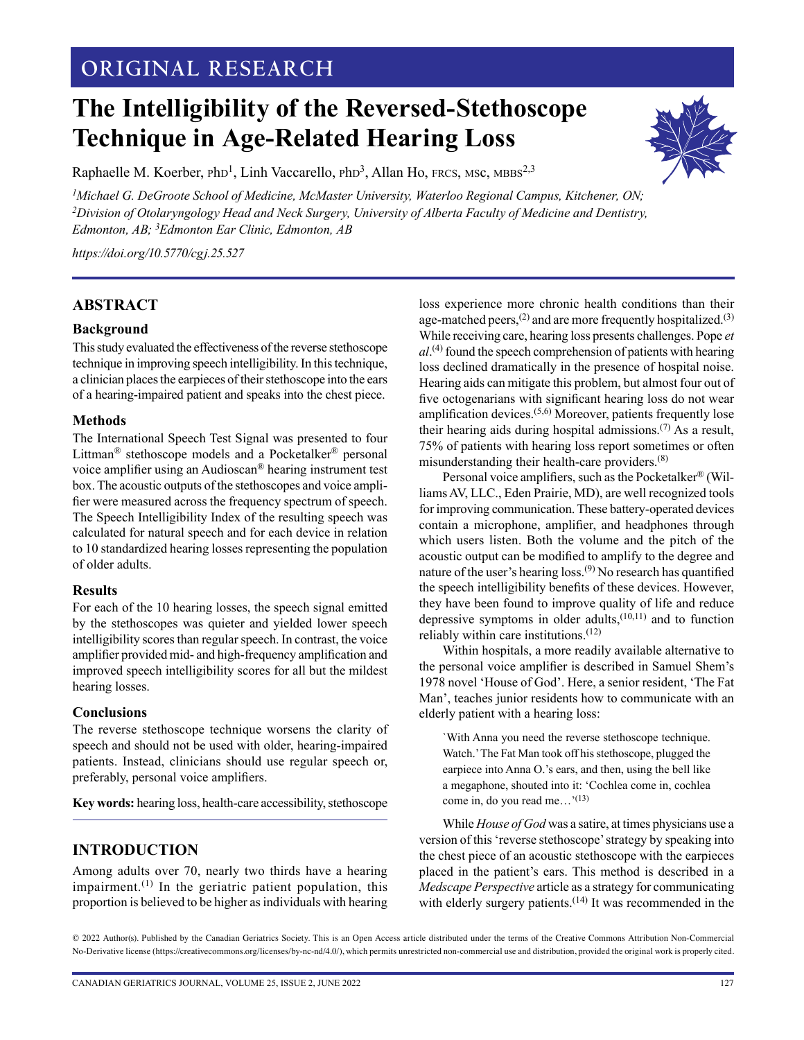ORIGINAL RESEARCH

# The Intelligibility of the Reversed-Stethoscope Technique in Age-Related Hearing Loss

Raphaelle M. Koerber, PhD[1], Linh Vaccarello, PhD[3], Allan Ho, FRCS, MSc, MBBS[2,3]

[1]*Michael G. DeGroote School of Medicine, McMaster University, Waterloo Regional Campus, Kitchener, ON;* [2]*Division of Otolaryngology Head and Neck Surgery, University of Alberta Faculty of Medicine and Dentistry, Edmonton, AB;* [3]*Edmonton Ear Clinic, Edmonton, AB*

*https://doi.org/10.5770/cgj.25.527*

## ABSTRACT

### Background

This study evaluated the effectiveness of the reverse stethoscope technique in improving speech intelligibility. In this technique, a clinician places the earpieces of their stethoscope into the ears of a hearing-impaired patient and speaks into the chest piece.

### Methods

The International Speech Test Signal was presented to four Littman® stethoscope models and a Pocketalker® personal voice amplifier using an Audioscan® hearing instrument test box. The acoustic outputs of the stethoscopes and voice amplifier were measured across the frequency spectrum of speech. The Speech Intelligibility Index of the resulting speech was calculated for natural speech and for each device in relation to 10 standardized hearing losses representing the population of older adults.

### Results

For each of the 10 hearing losses, the speech signal emitted by the stethoscopes was quieter and yielded lower speech intelligibility scores than regular speech. In contrast, the voice amplifier provided mid- and high-frequency amplification and improved speech intelligibility scores for all but the mildest hearing losses.

### Conclusions

The reverse stethoscope technique worsens the clarity of speech and should not be used with older, hearing-impaired patients. Instead, clinicians should use regular speech or, preferably, personal voice amplifiers.

**Key words:** hearing loss, health-care accessibility, stethoscope

## INTRODUCTION

Among adults over 70, nearly two thirds have a hearing impairment.[1] In the geriatric patient population, this proportion is believed to be higher as individuals with hearing loss experience more chronic health conditions than their age-matched peers,[2] and are more frequently hospitalized.[3] While receiving care, hearing loss presents challenges. Pope *et al*.[4] found the speech comprehension of patients with hearing loss declined dramatically in the presence of hospital noise. Hearing aids can mitigate this problem, but almost four out of five octogenarians with significant hearing loss do not wear amplification devices.[5,6] Moreover, patients frequently lose their hearing aids during hospital admissions.[7] As a result, 75% of patients with hearing loss report sometimes or often misunderstanding their health-care providers.[8]

Personal voice amplifiers, such as the Pocketalker® (Williams AV, LLC., Eden Prairie, MD), are well recognized tools for improving communication. These battery-operated devices contain a microphone, amplifier, and headphones through which users listen. Both the volume and the pitch of the acoustic output can be modified to amplify to the degree and nature of the user's hearing loss.[9] No research has quantified the speech intelligibility benefits of these devices. However, they have been found to improve quality of life and reduce depressive symptoms in older adults,[10,11] and to function reliably within care institutions.[12]

Within hospitals, a more readily available alternative to the personal voice amplifier is described in Samuel Shem's 1978 novel 'House of God'. Here, a senior resident, 'The Fat Man', teaches junior residents how to communicate with an elderly patient with a hearing loss:

> `With Anna you need the reverse stethoscope technique. Watch.' The Fat Man took off his stethoscope, plugged the earpiece into Anna O.'s ears, and then, using the bell like a megaphone, shouted into it: 'Cochlea come in, cochlea come in, do you read me…'[13]

While *House of God* was a satire, at times physicians use a version of this 'reverse stethoscope' strategy by speaking into the chest piece of an acoustic stethoscope with the earpieces placed in the patient's ears. This method is described in a *Medscape Perspective* article as a strategy for communicating with elderly surgery patients.[14] It was recommended in the

© 2022 Author(s). Published by the Canadian Geriatrics Society. This is an Open Access article distributed under the terms of the Creative Commons Attribution Non-Commercial No-Derivative license (https://creativecommons.org/licenses/by-nc-nd/4.0/), which permits unrestricted non-commercial use and distribution, provided the original work is properly cited.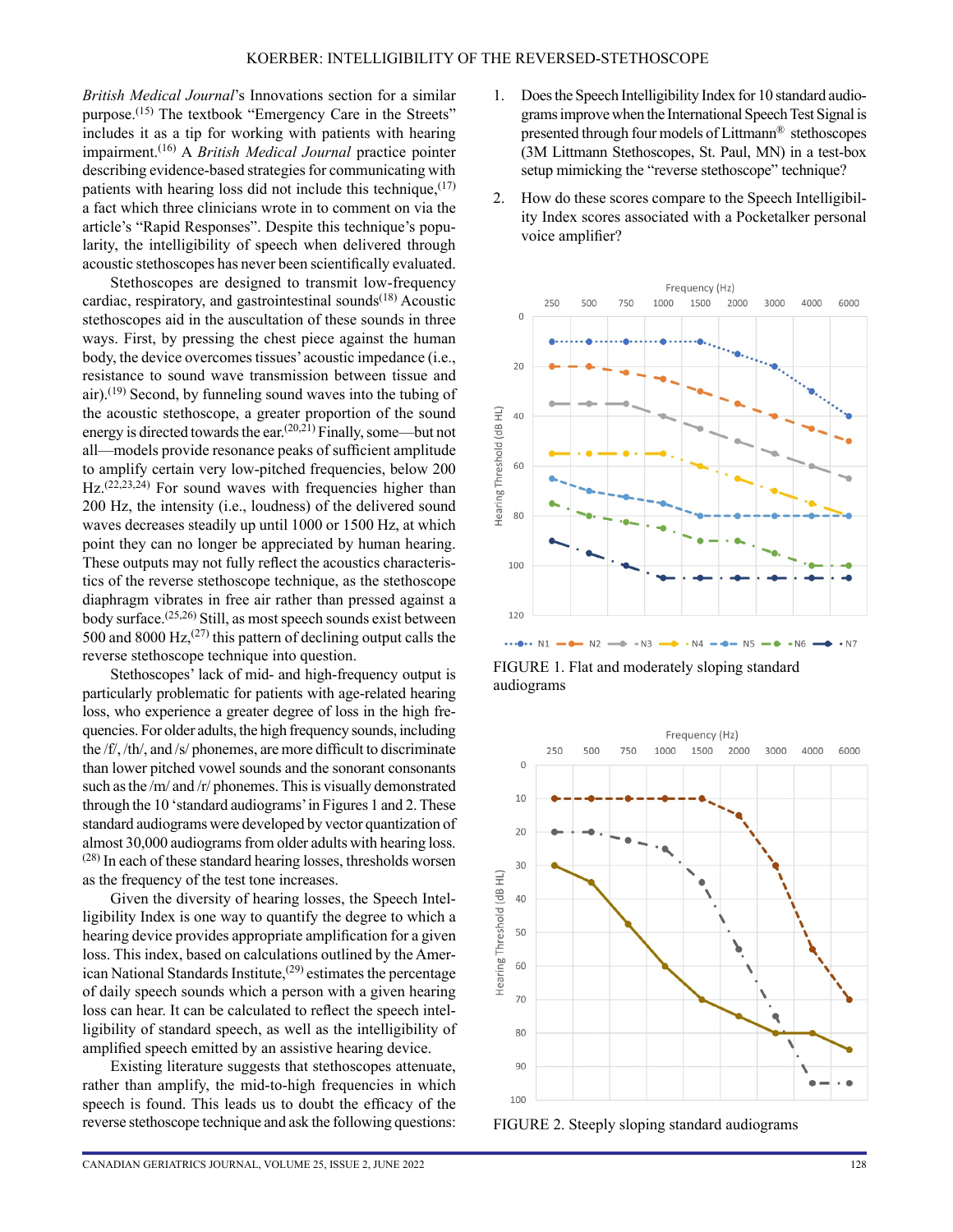*British Medical Journal*'s Innovations section for a similar purpose.[15] The textbook "Emergency Care in the Streets" includes it as a tip for working with patients with hearing impairment.[16] A *British Medical Journal* practice pointer describing evidence-based strategies for communicating with patients with hearing loss did not include this technique,[17] a fact which three clinicians wrote in to comment on via the article's "Rapid Responses". Despite this technique's popularity, the intelligibility of speech when delivered through acoustic stethoscopes has never been scientifically evaluated.

Stethoscopes are designed to transmit low-frequency cardiac, respiratory, and gastrointestinal sounds[18] Acoustic stethoscopes aid in the auscultation of these sounds in three ways. First, by pressing the chest piece against the human body, the device overcomes tissues' acoustic impedance (i.e., resistance to sound wave transmission between tissue and air).[19] Second, by funneling sound waves into the tubing of the acoustic stethoscope, a greater proportion of the sound energy is directed towards the ear.[20,21] Finally, some—but not all—models provide resonance peaks of sufficient amplitude to amplify certain very low-pitched frequencies, below 200 Hz.[22,23,24] For sound waves with frequencies higher than 200 Hz, the intensity (i.e., loudness) of the delivered sound waves decreases steadily up until 1000 or 1500 Hz, at which point they can no longer be appreciated by human hearing. These outputs may not fully reflect the acoustics characteristics of the reverse stethoscope technique, as the stethoscope diaphragm vibrates in free air rather than pressed against a body surface.[25,26] Still, as most speech sounds exist between 500 and 8000 Hz,[27] this pattern of declining output calls the reverse stethoscope technique into question.

Stethoscopes' lack of mid- and high-frequency output is particularly problematic for patients with age-related hearing loss, who experience a greater degree of loss in the high frequencies. For older adults, the high frequency sounds, including the /f/, /th/, and /s/ phonemes, are more difficult to discriminate than lower pitched vowel sounds and the sonorant consonants such as the /m/ and /r/ phonemes. This is visually demonstrated through the 10 'standard audiograms' in Figures 1 and 2. These standard audiograms were developed by vector quantization of almost 30,000 audiograms from older adults with hearing loss.[28] In each of these standard hearing losses, thresholds worsen as the frequency of the test tone increases.

Given the diversity of hearing losses, the Speech Intelligibility Index is one way to quantify the degree to which a hearing device provides appropriate amplification for a given loss. This index, based on calculations outlined by the American National Standards Institute,[29] estimates the percentage of daily speech sounds which a person with a given hearing loss can hear. It can be calculated to reflect the speech intelligibility of standard speech, as well as the intelligibility of amplified speech emitted by an assistive hearing device.

Existing literature suggests that stethoscopes attenuate, rather than amplify, the mid-to-high frequencies in which speech is found. This leads us to doubt the efficacy of the reverse stethoscope technique and ask the following questions:

1. Does the Speech Intelligibility Index for 10 standard audiograms improve when the International Speech Test Signal is presented through four models of Littmann® stethoscopes (3M Littmann Stethoscopes, St. Paul, MN) in a test-box setup mimicking the "reverse stethoscope" technique?
2. How do these scores compare to the Speech Intelligibility Index scores associated with a Pocketalker personal voice amplifier?

FIGURE 1. Flat and moderately sloping standard audiograms

FIGURE 2. Steeply sloping standard audiograms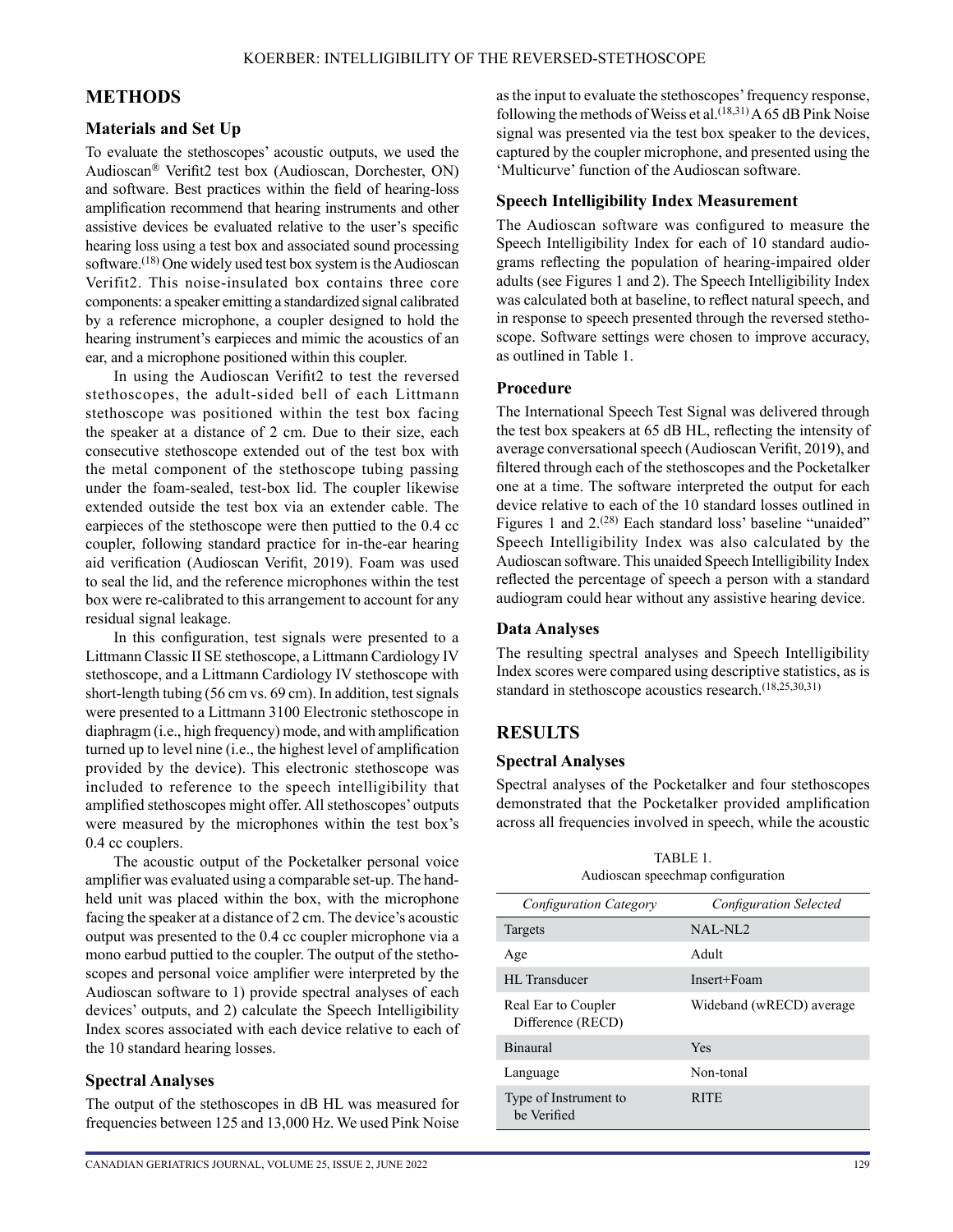## METHODS

### Materials and Set Up

To evaluate the stethoscopes' acoustic outputs, we used the Audioscan® Verifit2 test box (Audioscan, Dorchester, ON) and software. Best practices within the field of hearing-loss amplification recommend that hearing instruments and other assistive devices be evaluated relative to the user's specific hearing loss using a test box and associated sound processing software.[18] One widely used test box system is the Audioscan Verifit2. This noise-insulated box contains three core components: a speaker emitting a standardized signal calibrated by a reference microphone, a coupler designed to hold the hearing instrument's earpieces and mimic the acoustics of an ear, and a microphone positioned within this coupler.

In using the Audioscan Verifit2 to test the reversed stethoscopes, the adult-sided bell of each Littmann stethoscope was positioned within the test box facing the speaker at a distance of 2 cm. Due to their size, each consecutive stethoscope extended out of the test box with the metal component of the stethoscope tubing passing under the foam-sealed, test-box lid. The coupler likewise extended outside the test box via an extender cable. The earpieces of the stethoscope were then puttied to the 0.4 cc coupler, following standard practice for in-the-ear hearing aid verification (Audioscan Verifit, 2019). Foam was used to seal the lid, and the reference microphones within the test box were re-calibrated to this arrangement to account for any residual signal leakage.

In this configuration, test signals were presented to a Littmann Classic II SE stethoscope, a Littmann Cardiology IV stethoscope, and a Littmann Cardiology IV stethoscope with short-length tubing (56 cm vs. 69 cm). In addition, test signals were presented to a Littmann 3100 Electronic stethoscope in diaphragm (i.e., high frequency) mode, and with amplification turned up to level nine (i.e., the highest level of amplification provided by the device). This electronic stethoscope was included to reference to the speech intelligibility that amplified stethoscopes might offer. All stethoscopes' outputs were measured by the microphones within the test box's 0.4 cc couplers.

The acoustic output of the Pocketalker personal voice amplifier was evaluated using a comparable set-up. The hand-held unit was placed within the box, with the microphone facing the speaker at a distance of 2 cm. The device's acoustic output was presented to the 0.4 cc coupler microphone via a mono earbud puttied to the coupler. The output of the stethoscopes and personal voice amplifier were interpreted by the Audioscan software to 1) provide spectral analyses of each devices' outputs, and 2) calculate the Speech Intelligibility Index scores associated with each device relative to each of the 10 standard hearing losses.

### Spectral Analyses

The output of the stethoscopes in dB HL was measured for frequencies between 125 and 13,000 Hz. We used Pink Noise as the input to evaluate the stethoscopes' frequency response, following the methods of Weiss et al.[18,31] A 65 dB Pink Noise signal was presented via the test box speaker to the devices, captured by the coupler microphone, and presented using the 'Multicurve' function of the Audioscan software.

### Speech Intelligibility Index Measurement

The Audioscan software was configured to measure the Speech Intelligibility Index for each of 10 standard audiograms reflecting the population of hearing-impaired older adults (see Figures 1 and 2). The Speech Intelligibility Index was calculated both at baseline, to reflect natural speech, and in response to speech presented through the reversed stethoscope. Software settings were chosen to improve accuracy, as outlined in Table 1.

### Procedure

The International Speech Test Signal was delivered through the test box speakers at 65 dB HL, reflecting the intensity of average conversational speech (Audioscan Verifit, 2019), and filtered through each of the stethoscopes and the Pocketalker one at a time. The software interpreted the output for each device relative to each of the 10 standard losses outlined in Figures 1 and 2.[28] Each standard loss' baseline "unaided" Speech Intelligibility Index was also calculated by the Audioscan software. This unaided Speech Intelligibility Index reflected the percentage of speech a person with a standard audiogram could hear without any assistive hearing device.

### Data Analyses

The resulting spectral analyses and Speech Intelligibility Index scores were compared using descriptive statistics, as is standard in stethoscope acoustics research.[18,25,30,31]

## RESULTS

### Spectral Analyses

Spectral analyses of the Pocketalker and four stethoscopes demonstrated that the Pocketalker provided amplification across all frequencies involved in speech, while the acoustic

TABLE 1.
Audioscan speechmap configuration

| *Configuration Category* | *Configuration Selected* |
|---|---|
| Targets | NAL-NL2 |
| Age | Adult |
| HL Transducer | Insert+Foam |
| Real Ear to Coupler Difference (RECD) | Wideband (wRECD) average |
| Binaural | Yes |
| Language | Non-tonal |
| Type of Instrument to be Verified | RITE |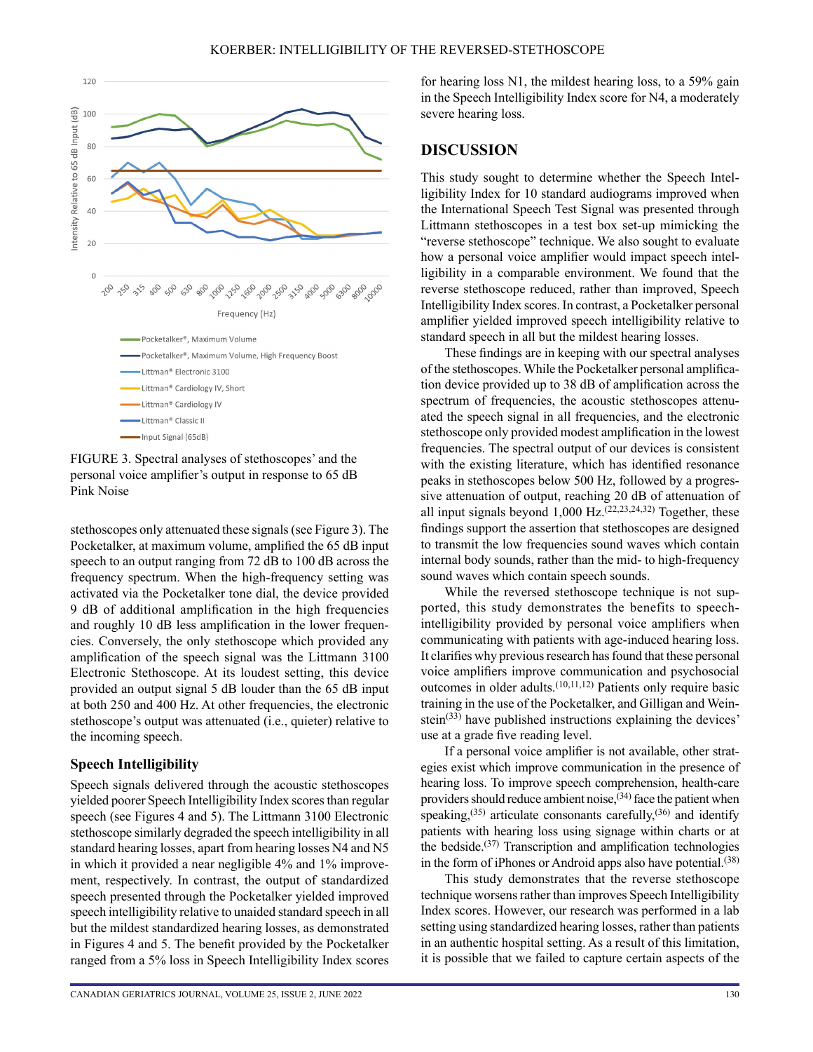FIGURE 3. Spectral analyses of stethoscopes' and the personal voice amplifier's output in response to 65 dB Pink Noise

stethoscopes only attenuated these signals (see Figure 3). The Pocketalker, at maximum volume, amplified the 65 dB input speech to an output ranging from 72 dB to 100 dB across the frequency spectrum. When the high-frequency setting was activated via the Pocketalker tone dial, the device provided 9 dB of additional amplification in the high frequencies and roughly 10 dB less amplification in the lower frequencies. Conversely, the only stethoscope which provided any amplification of the speech signal was the Littmann 3100 Electronic Stethoscope. At its loudest setting, this device provided an output signal 5 dB louder than the 65 dB input at both 250 and 400 Hz. At other frequencies, the electronic stethoscope's output was attenuated (i.e., quieter) relative to the incoming speech.

### Speech Intelligibility

Speech signals delivered through the acoustic stethoscopes yielded poorer Speech Intelligibility Index scores than regular speech (see Figures 4 and 5). The Littmann 3100 Electronic stethoscope similarly degraded the speech intelligibility in all standard hearing losses, apart from hearing losses N4 and N5 in which it provided a near negligible 4% and 1% improvement, respectively. In contrast, the output of standardized speech presented through the Pocketalker yielded improved speech intelligibility relative to unaided standard speech in all but the mildest standardized hearing losses, as demonstrated in Figures 4 and 5. The benefit provided by the Pocketalker ranged from a 5% loss in Speech Intelligibility Index scores for hearing loss N1, the mildest hearing loss, to a 59% gain in the Speech Intelligibility Index score for N4, a moderately severe hearing loss.

## DISCUSSION

This study sought to determine whether the Speech Intelligibility Index for 10 standard audiograms improved when the International Speech Test Signal was presented through Littmann stethoscopes in a test box set-up mimicking the "reverse stethoscope" technique. We also sought to evaluate how a personal voice amplifier would impact speech intelligibility in a comparable environment. We found that the reverse stethoscope reduced, rather than improved, Speech Intelligibility Index scores. In contrast, a Pocketalker personal amplifier yielded improved speech intelligibility relative to standard speech in all but the mildest hearing losses.

These findings are in keeping with our spectral analyses of the stethoscopes. While the Pocketalker personal amplification device provided up to 38 dB of amplification across the spectrum of frequencies, the acoustic stethoscopes attenuated the speech signal in all frequencies, and the electronic stethoscope only provided modest amplification in the lowest frequencies. The spectral output of our devices is consistent with the existing literature, which has identified resonance peaks in stethoscopes below 500 Hz, followed by a progressive attenuation of output, reaching 20 dB of attenuation of all input signals beyond 1,000 Hz.[22,23,24,32] Together, these findings support the assertion that stethoscopes are designed to transmit the low frequencies sound waves which contain internal body sounds, rather than the mid- to high-frequency sound waves which contain speech sounds.

While the reversed stethoscope technique is not supported, this study demonstrates the benefits to speech-intelligibility provided by personal voice amplifiers when communicating with patients with age-induced hearing loss. It clarifies why previous research has found that these personal voice amplifiers improve communication and psychosocial outcomes in older adults.[10,11,12] Patients only require basic training in the use of the Pocketalker, and Gilligan and Weinstein[33] have published instructions explaining the devices' use at a grade five reading level.

If a personal voice amplifier is not available, other strategies exist which improve communication in the presence of hearing loss. To improve speech comprehension, health-care providers should reduce ambient noise,[34] face the patient when speaking,[35] articulate consonants carefully,[36] and identify patients with hearing loss using signage within charts or at the bedside.[37] Transcription and amplification technologies in the form of iPhones or Android apps also have potential.[38]

This study demonstrates that the reverse stethoscope technique worsens rather than improves Speech Intelligibility Index scores. However, our research was performed in a lab setting using standardized hearing losses, rather than patients in an authentic hospital setting. As a result of this limitation, it is possible that we failed to capture certain aspects of the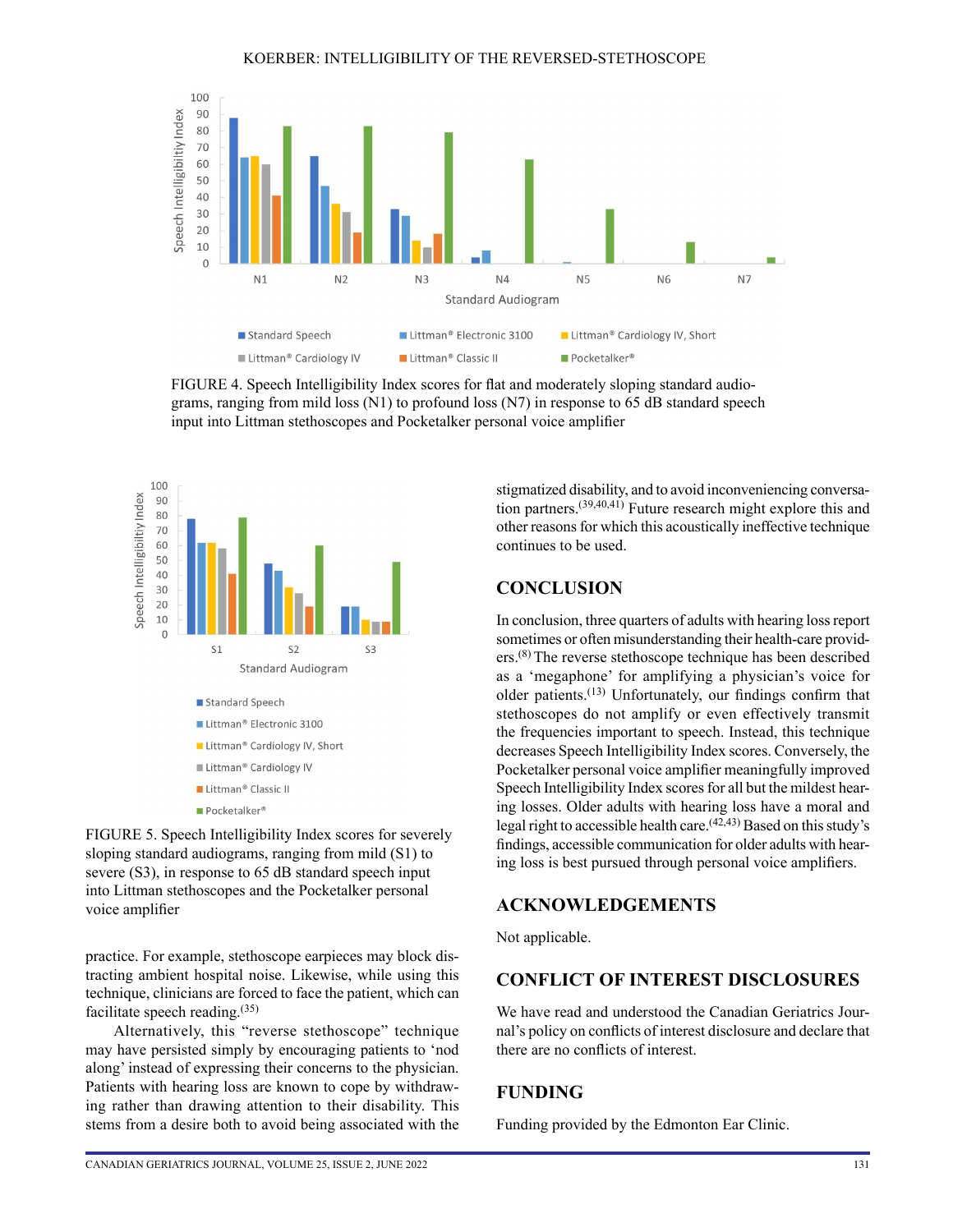FIGURE 4. Speech Intelligibility Index scores for flat and moderately sloping standard audiograms, ranging from mild loss (N1) to profound loss (N7) in response to 65 dB standard speech input into Littman stethoscopes and Pocketalker personal voice amplifier

FIGURE 5. Speech Intelligibility Index scores for severely sloping standard audiograms, ranging from mild (S1) to severe (S3), in response to 65 dB standard speech input into Littman stethoscopes and the Pocketalker personal voice amplifier

practice. For example, stethoscope earpieces may block distracting ambient hospital noise. Likewise, while using this technique, clinicians are forced to face the patient, which can facilitate speech reading.[35]

Alternatively, this "reverse stethoscope" technique may have persisted simply by encouraging patients to 'nod along' instead of expressing their concerns to the physician. Patients with hearing loss are known to cope by withdrawing rather than drawing attention to their disability. This stems from a desire both to avoid being associated with the stigmatized disability, and to avoid inconveniencing conversation partners.[39,40,41] Future research might explore this and other reasons for which this acoustically ineffective technique continues to be used.

## CONCLUSION

In conclusion, three quarters of adults with hearing loss report sometimes or often misunderstanding their health-care providers.[8] The reverse stethoscope technique has been described as a 'megaphone' for amplifying a physician's voice for older patients.[13] Unfortunately, our findings confirm that stethoscopes do not amplify or even effectively transmit the frequencies important to speech. Instead, this technique decreases Speech Intelligibility Index scores. Conversely, the Pocketalker personal voice amplifier meaningfully improved Speech Intelligibility Index scores for all but the mildest hearing losses. Older adults with hearing loss have a moral and legal right to accessible health care.[42,43] Based on this study's findings, accessible communication for older adults with hearing loss is best pursued through personal voice amplifiers.

## ACKNOWLEDGEMENTS

Not applicable.

## CONFLICT OF INTEREST DISCLOSURES

We have read and understood the Canadian Geriatrics Journal's policy on conflicts of interest disclosure and declare that there are no conflicts of interest.

## FUNDING

Funding provided by the Edmonton Ear Clinic.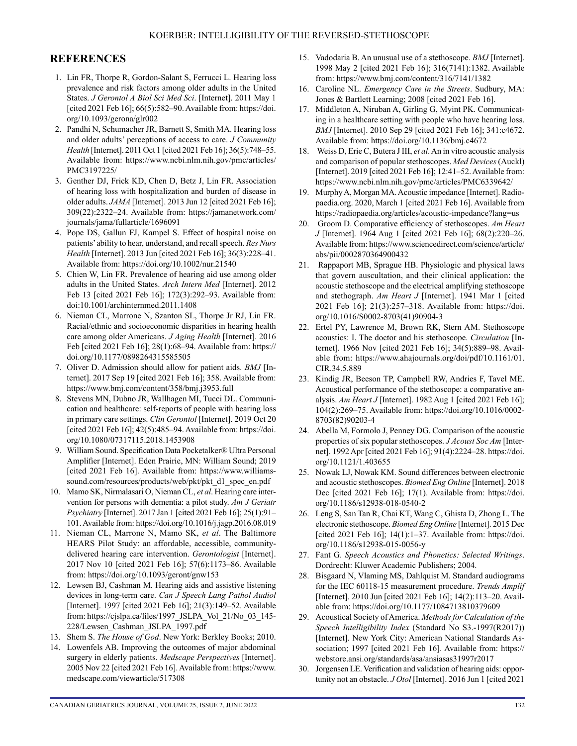## REFERENCES

1. Lin FR, Thorpe R, Gordon-Salant S, Ferrucci L. Hearing loss prevalence and risk factors among older adults in the United States. *J Gerontol A Biol Sci Med Sci*. [Internet]. 2011 May 1 [cited 2021 Feb 16]; 66(5):582–90. Available from: https://doi.org/10.1093/gerona/glr002
2. Pandhi N, Schumacher JR, Barnett S, Smith MA. Hearing loss and older adults' perceptions of access to care. *J Community Health* [Internet]. 2011 Oct 1 [cited 2021 Feb 16]; 36(5):748–55. Available from: https://www.ncbi.nlm.nih.gov/pmc/articles/PMC3197225/
3. Genther DJ, Frick KD, Chen D, Betz J, Lin FR. Association of hearing loss with hospitalization and burden of disease in older adults. *JAMA* [Internet]. 2013 Jun 12 [cited 2021 Feb 16]; 309(22):2322–24. Available from: https://jamanetwork.com/journals/jama/fullarticle/1696091
4. Pope DS, Gallun FJ, Kampel S. Effect of hospital noise on patients' ability to hear, understand, and recall speech. *Res Nurs Health* [Internet]. 2013 Jun [cited 2021 Feb 16]; 36(3):228–41. Available from: https://doi.org/10.1002/nur.21540
5. Chien W, Lin FR. Prevalence of hearing aid use among older adults in the United States. *Arch Intern Med* [Internet]. 2012 Feb 13 [cited 2021 Feb 16]; 172(3):292–93. Available from: doi:10.1001/archinternmed.2011.1408
6. Nieman CL, Marrone N, Szanton SL, Thorpe Jr RJ, Lin FR. Racial/ethnic and socioeconomic disparities in hearing health care among older Americans. *J Aging Health* [Internet]. 2016 Feb [cited 2021 Feb 16]; 28(1):68–94. Available from: https://doi.org/10.1177/0898264315585505
7. Oliver D. Admission should allow for patient aids. *BMJ* [Internet]. 2017 Sep 19 [cited 2021 Feb 16]; 358. Available from: https://www.bmj.com/content/358/bmj.j3953.full
8. Stevens MN, Dubno JR, Wallhagen MI, Tucci DL. Communication and healthcare: self-reports of people with hearing loss in primary care settings. *Clin Gerontol* [Internet]. 2019 Oct 20 [cited 2021 Feb 16]; 42(5):485–94. Available from: https://doi.org/10.1080/07317115.2018.1453908
9. William Sound. Specification Data Pocketalker® Ultra Personal Amplifier [Internet]. Eden Prairie, MN: William Sound; 2019 [cited 2021 Feb 16]. Available from: https://www.williamssound.com/resources/products/web/pkt/pkt_d1_spec_en.pdf
10. Mamo SK, Nirmalasari O, Nieman CL, *et al*. Hearing care intervention for persons with dementia: a pilot study. *Am J Geriatr Psychiatry* [Internet]. 2017 Jan 1 [cited 2021 Feb 16]; 25(1):91–101. Available from: https://doi.org/10.1016/j.jagp.2016.08.019
11. Nieman CL, Marrone N, Mamo SK, *et al*. The Baltimore HEARS Pilot Study: an affordable, accessible, community-delivered hearing care intervention. *Gerontologist* [Internet]. 2017 Nov 10 [cited 2021 Feb 16]; 57(6):1173–86. Available from: https://doi.org/10.1093/geront/gnw153
12. Lewsen BJ, Cashman M. Hearing aids and assistive listening devices in long-term care. *Can J Speech Lang Pathol Audiol* [Internet]. 1997 [cited 2021 Feb 16]; 21(3):149–52. Available from: https://cjslpa.ca/files/1997_JSLPA_Vol_21/No_03_145-228/Lewsen_Cashman_JSLPA_1997.pdf
13. Shem S. *The House of God*. New York: Berkley Books; 2010.
14. Lowenfels AB. Improving the outcomes of major abdominal surgery in elderly patients. *Medscape Perspectives* [Internet]. 2005 Nov 22 [cited 2021 Feb 16]. Available from: https://www.medscape.com/viewarticle/517308
15. Vadodaria B. An unusual use of a stethoscope. *BMJ* [Internet]. 1998 May 2 [cited 2021 Feb 16]; 316(7141):1382. Available from: https://www.bmj.com/content/316/7141/1382
16. Caroline NL. *Emergency Care in the Streets*. Sudbury, MA: Jones & Bartlett Learning; 2008 [cited 2021 Feb 16].
17. Middleton A, Niruban A, Girling G, Myint PK. Communicating in a healthcare setting with people who have hearing loss. *BMJ* [Internet]. 2010 Sep 29 [cited 2021 Feb 16]; 341:c4672. Available from: https://doi.org/10.1136/bmj.c4672
18. Weiss D, Erie C, Butera J III, *et al*. An in vitro acoustic analysis and comparison of popular stethoscopes. *Med Devices* (Auckl) [Internet]. 2019 [cited 2021 Feb 16]; 12:41–52. Available from: https://www.ncbi.nlm.nih.gov/pmc/articles/PMC6339642/
19. Murphy A, Morgan MA. Acoustic impedance [Internet]. Radiopaedia.org. 2020, March 1 [cited 2021 Feb 16]. Available from https://radiopaedia.org/articles/acoustic-impedance?lang=us
20. Groom D. Comparative efficiency of stethoscopes. *Am Heart J* [Internet]. 1964 Aug 1 [cited 2021 Feb 16]; 68(2):220–26. Available from: https://www.sciencedirect.com/science/article/abs/pii/0002870364900432
21. Rappaport MB, Sprague HB. Physiologic and physical laws that govern auscultation, and their clinical application: the acoustic stethoscope and the electrical amplifying stethoscope and stethograph. *Am Heart J* [Internet]. 1941 Mar 1 [cited 2021 Feb 16]; 21(3):257–318. Available from: https://doi.org/10.1016/S0002-8703(41)90904-3
22. Ertel PY, Lawrence M, Brown RK, Stern AM. Stethoscope acoustics: I. The doctor and his stethoscope. *Circulation* [Internet]. 1966 Nov [cited 2021 Feb 16]; 34(5):889–98. Available from: https://www.ahajournals.org/doi/pdf/10.1161/01.CIR.34.5.889
23. Kindig JR, Beeson TP, Campbell RW, Andries F, Tavel ME. Acoustical performance of the stethoscope: a comparative analysis. *Am Heart J* [Internet]. 1982 Aug 1 [cited 2021 Feb 16]; 104(2):269–75. Available from: https://doi.org/10.1016/0002-8703(82)90203-4
24. Abella M, Formolo J, Penney DG. Comparison of the acoustic properties of six popular stethoscopes. *J Acoust Soc Am* [Internet]. 1992 Apr [cited 2021 Feb 16]; 91(4):2224–28. https://doi.org/10.1121/1.403655
25. Nowak LJ, Nowak KM. Sound differences between electronic and acoustic stethoscopes. *Biomed Eng Online* [Internet]. 2018 Dec [cited 2021 Feb 16]; 17(1). Available from: https://doi.org/10.1186/s12938-018-0540-2
26. Leng S, San Tan R, Chai KT, Wang C, Ghista D, Zhong L. The electronic stethoscope. *Biomed Eng Online* [Internet]. 2015 Dec [cited 2021 Feb 16]; 14(1):1–37. Available from: https://doi.org/10.1186/s12938-015-0056-y
27. Fant G. *Speech Acoustics and Phonetics: Selected Writings*. Dordrecht: Kluwer Academic Publishers; 2004.
28. Bisgaard N, Vlaming MS, Dahlquist M. Standard audiograms for the IEC 60118-15 measurement procedure. *Trends Amplif* [Internet]. 2010 Jun [cited 2021 Feb 16]; 14(2):113–20. Available from: https://doi.org/10.1177/1084713810379609
29. Acoustical Society of America. *Methods for Calculation of the Speech Intelligibility Index* (Standard No S3.-1997(R2017)) [Internet]. New York City: American National Standards Association; 1997 [cited 2021 Feb 16]. Available from: https://webstore.ansi.org/standards/asa/ansiasas31997r2017
30. Jorgensen LE. Verification and validation of hearing aids: opportunity not an obstacle. *J Otol* [Internet]. 2016 Jun 1 [cited 2021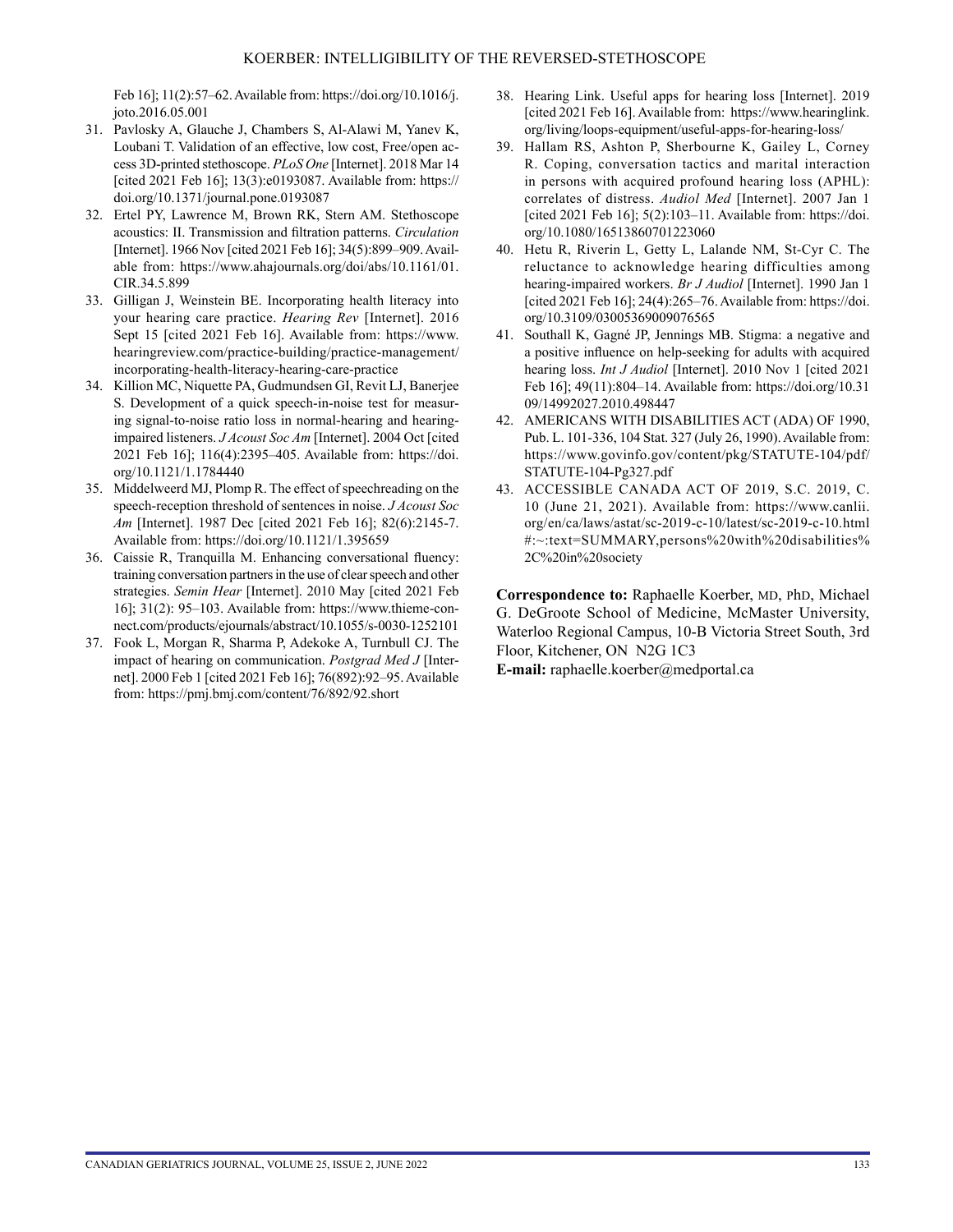Feb 16]; 11(2):57–62. Available from: https://doi.org/10.1016/j.joto.2016.05.001

31. Pavlosky A, Glauche J, Chambers S, Al-Alawi M, Yanev K, Loubani T. Validation of an effective, low cost, Free/open access 3D-printed stethoscope. *PLoS One* [Internet]. 2018 Mar 14 [cited 2021 Feb 16]; 13(3):e0193087. Available from: https://doi.org/10.1371/journal.pone.0193087
32. Ertel PY, Lawrence M, Brown RK, Stern AM. Stethoscope acoustics: II. Transmission and filtration patterns. *Circulation* [Internet]. 1966 Nov [cited 2021 Feb 16]; 34(5):899–909. Available from: https://www.ahajournals.org/doi/abs/10.1161/01.CIR.34.5.899
33. Gilligan J, Weinstein BE. Incorporating health literacy into your hearing care practice. *Hearing Rev* [Internet]. 2016 Sept 15 [cited 2021 Feb 16]. Available from: https://www.hearingreview.com/practice-building/practice-management/incorporating-health-literacy-hearing-care-practice
34. Killion MC, Niquette PA, Gudmundsen GI, Revit LJ, Banerjee S. Development of a quick speech-in-noise test for measuring signal-to-noise ratio loss in normal-hearing and hearing-impaired listeners. *J Acoust Soc Am* [Internet]. 2004 Oct [cited 2021 Feb 16]; 116(4):2395–405. Available from: https://doi.org/10.1121/1.1784440
35. Middelweerd MJ, Plomp R. The effect of speechreading on the speech-reception threshold of sentences in noise. *J Acoust Soc Am* [Internet]. 1987 Dec [cited 2021 Feb 16]; 82(6):2145-7. Available from: https://doi.org/10.1121/1.395659
36. Caissie R, Tranquilla M. Enhancing conversational fluency: training conversation partners in the use of clear speech and other strategies. *Semin Hear* [Internet]. 2010 May [cited 2021 Feb 16]; 31(2): 95–103. Available from: https://www.thieme-connect.com/products/ejournals/abstract/10.1055/s-0030-1252101
37. Fook L, Morgan R, Sharma P, Adekoke A, Turnbull CJ. The impact of hearing on communication. *Postgrad Med J* [Internet]. 2000 Feb 1 [cited 2021 Feb 16]; 76(892):92–95. Available from: https://pmj.bmj.com/content/76/892/92.short
38. Hearing Link. Useful apps for hearing loss [Internet]. 2019 [cited 2021 Feb 16]. Available from: https://www.hearinglink.org/living/loops-equipment/useful-apps-for-hearing-loss/
39. Hallam RS, Ashton P, Sherbourne K, Gailey L, Corney R. Coping, conversation tactics and marital interaction in persons with acquired profound hearing loss (APHL): correlates of distress. *Audiol Med* [Internet]. 2007 Jan 1 [cited 2021 Feb 16]; 5(2):103–11. Available from: https://doi.org/10.1080/16513860701223060
40. Hetu R, Riverin L, Getty L, Lalande NM, St-Cyr C. The reluctance to acknowledge hearing difficulties among hearing-impaired workers. *Br J Audiol* [Internet]. 1990 Jan 1 [cited 2021 Feb 16]; 24(4):265–76. Available from: https://doi.org/10.3109/03005369009076565
41. Southall K, Gagné JP, Jennings MB. Stigma: a negative and a positive influence on help-seeking for adults with acquired hearing loss. *Int J Audiol* [Internet]. 2010 Nov 1 [cited 2021 Feb 16]; 49(11):804–14. Available from: https://doi.org/10.3109/14992027.2010.498447
42. AMERICANS WITH DISABILITIES ACT (ADA) OF 1990, Pub. L. 101-336, 104 Stat. 327 (July 26, 1990). Available from: https://www.govinfo.gov/content/pkg/STATUTE-104/pdf/STATUTE-104-Pg327.pdf
43. ACCESSIBLE CANADA ACT OF 2019, S.C. 2019, C. 10 (June 21, 2021). Available from: https://www.canlii.org/en/ca/laws/astat/sc-2019-c-10/latest/sc-2019-c-10.html#:~:text=SUMMARY,persons%20with%20disabilities%2C%20in%20society

**Correspondence to:** Raphaelle Koerber, MD, PhD, Michael G. DeGroote School of Medicine, McMaster University, Waterloo Regional Campus, 10-B Victoria Street South, 3rd Floor, Kitchener, ON N2G 1C3

**E-mail:** raphaelle.koerber@medportal.ca